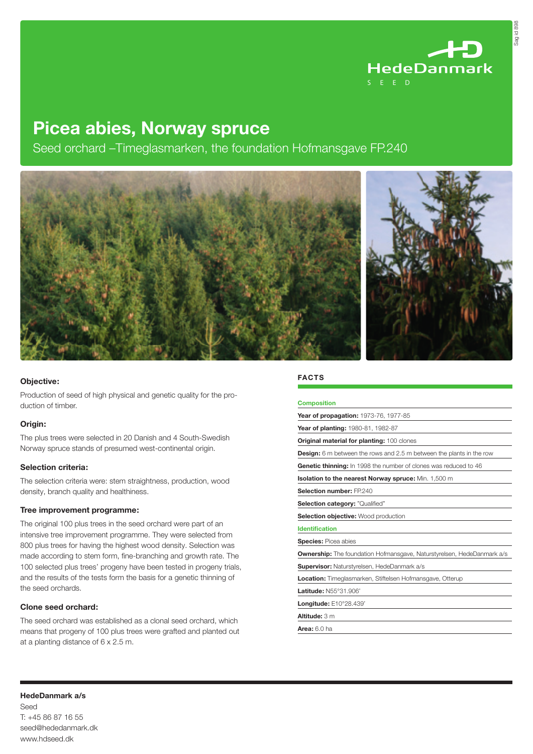HedeDanmark

SEED

# Picea abies, Norway spruce

Seed orchard –Timeglasmarken, the foundation Hofmansgave FP.240

### Objective:

Production of seed of high physical and genetic quality for the production of timber.

### Origin:

The plus trees were selected in 20 Danish and 4 South-Swedish Norway spruce stands of presumed west-continental origin.

### Selection criteria:

The selection criteria were: stem straightness, production, wood density, branch quality and healthiness.

### Tree improvement programme:

The original 100 plus trees in the seed orchard were part of an intensive tree improvement programme. They were selected from 800 plus trees for having the highest wood density. Selection was made according to stem form, fine-branching and growth rate. The 100 selected plus trees' progeny have been tested in progeny trials, and the results of the tests form the basis for a genetic thinning of the seed orchards.

### Clone seed orchard:

The seed orchard was established as a clonal seed orchard, which means that progeny of 100 plus trees were grafted and planted out at a planting distance of 6 x 2.5 m.

## FACTS

**Composition**

**Year of propagation:** 1973-76, 1977-85

**Year of planting:** 1980-81, 1982-87

**Original material for planting:** 100 clones

**Design:** 6 m between the rows and 2.5 m between the plants in the row

**Genetic thinning:** In 1998 the number of clones was reduced to 46

**Isolation to the nearest Norway spruce:** Min. 1,500 m

**Selection number:** FP.240

**Selection category:** "Qualified"

**Selection objective:** Wood production

**Identification**

**Species:** Picea abies

**Ownership:** The foundation Hofmansgave, Naturstyrelsen, HedeDanmark a/s

**Supervisor:** Naturstyrelsen, HedeDanmark a/s

**Location:** Timeglasmarken, Stiftelsen Hofmansgave, Otterup

**Latitude:** N55°31.906'

**Longitude:** E10°28.439'

**Altitude:** 3 m

**Area:** 6.0 ha

**HedeDanmark a/s**
Seed
T: +45 86 87 16 55
seed@hededanmark.dk
www.hdseed.dk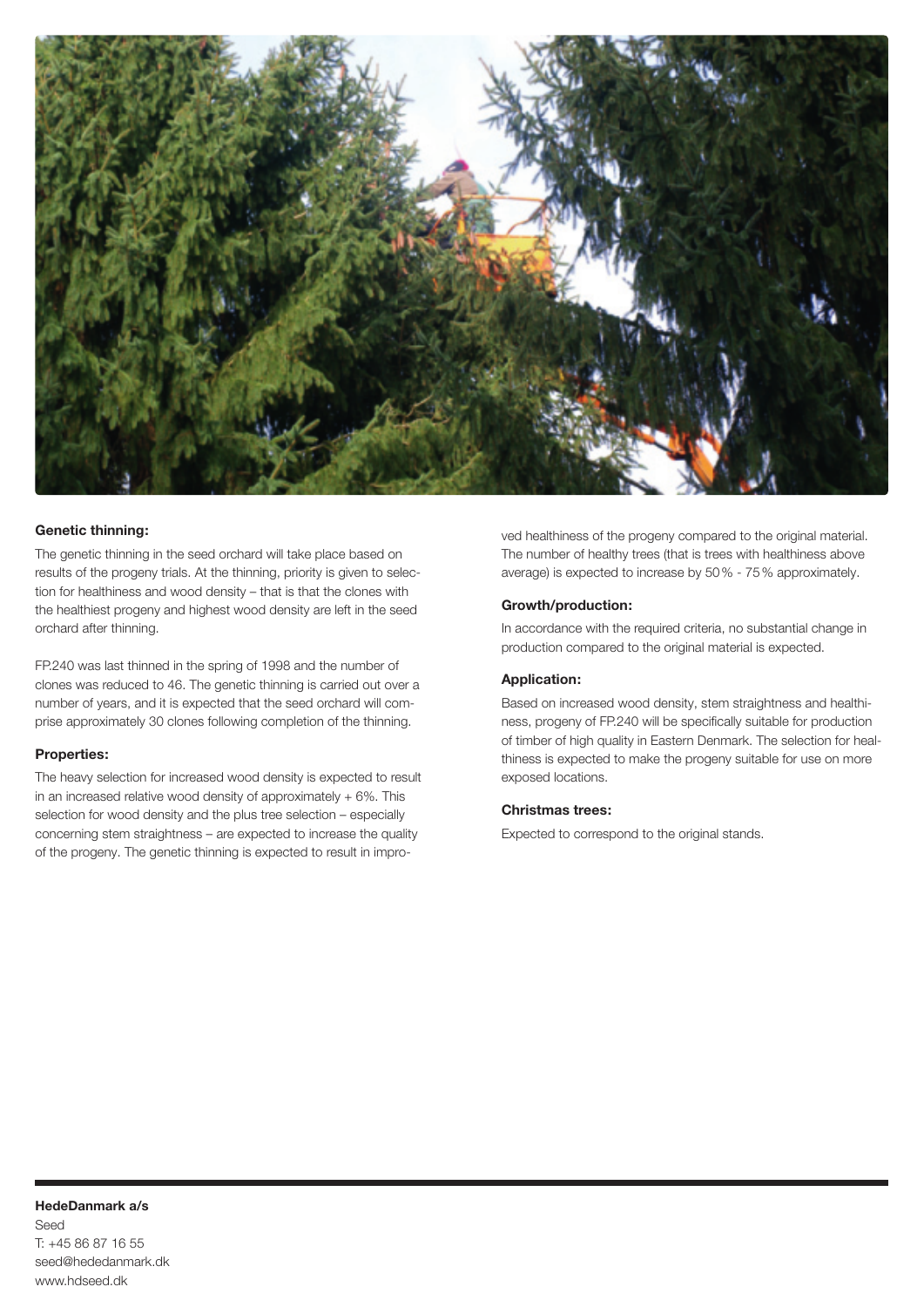**Genetic thinning:**

The genetic thinning in the seed orchard will take place based on results of the progeny trials. At the thinning, priority is given to selection for healthiness and wood density – that is that the clones with the healthiest progeny and highest wood density are left in the seed orchard after thinning.

FP.240 was last thinned in the spring of 1998 and the number of clones was reduced to 46. The genetic thinning is carried out over a number of years, and it is expected that the seed orchard will comprise approximately 30 clones following completion of the thinning.

**Properties:**

The heavy selection for increased wood density is expected to result in an increased relative wood density of approximately + 6%. This selection for wood density and the plus tree selection – especially concerning stem straightness – are expected to increase the quality of the progeny. The genetic thinning is expected to result in improved healthiness of the progeny compared to the original material. The number of healthy trees (that is trees with healthiness above average) is expected to increase by 50 % - 75 % approximately.

**Growth/production:**

In accordance with the required criteria, no substantial change in production compared to the original material is expected.

**Application:**

Based on increased wood density, stem straightness and healthiness, progeny of FP.240 will be specifically suitable for production of timber of high quality in Eastern Denmark. The selection for healthiness is expected to make the progeny suitable for use on more exposed locations.

**Christmas trees:**

Expected to correspond to the original stands.

**HedeDanmark a/s**
Seed
T: +45 86 87 16 55
seed@hededanmark.dk
www.hdseed.dk